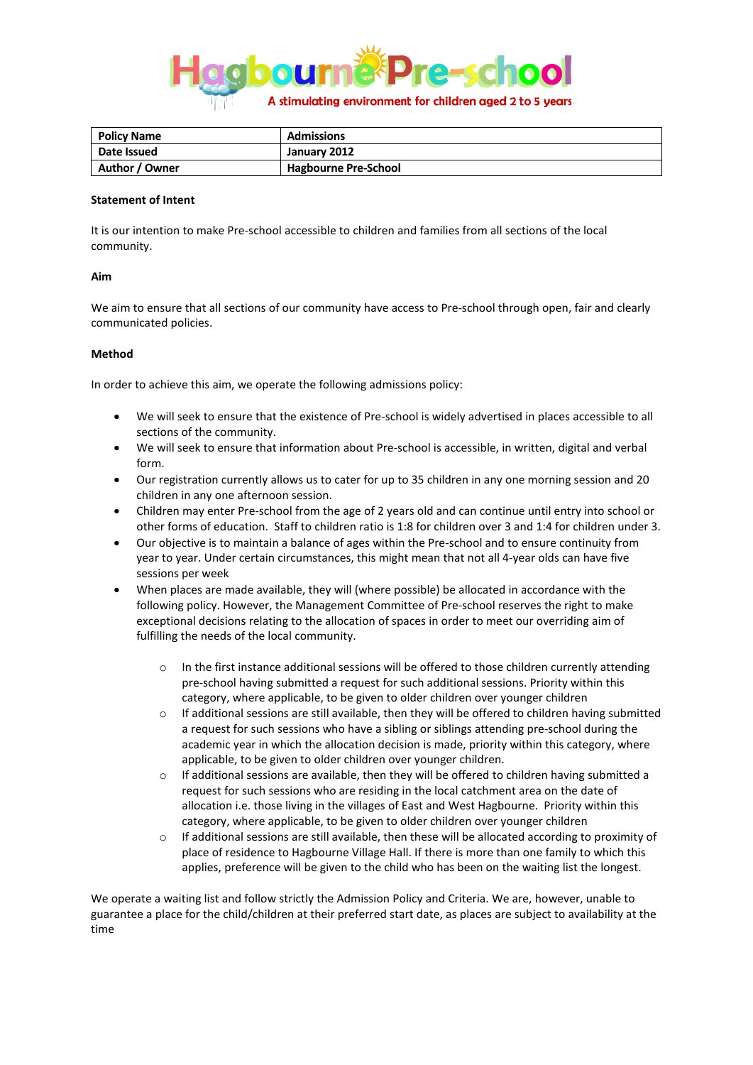# Hagbourne Pre-school

A stimulating environment for children aged 2 to 5 years

| **Policy Name** | **Admissions** |
|---|---|
| **Date Issued** | **January 2012** |
| **Author / Owner** | **Hagbourne Pre-School** |

**Statement of Intent**

It is our intention to make Pre-school accessible to children and families from all sections of the local community.

**Aim**

We aim to ensure that all sections of our community have access to Pre-school through open, fair and clearly communicated policies.

**Method**

In order to achieve this aim, we operate the following admissions policy:

- We will seek to ensure that the existence of Pre-school is widely advertised in places accessible to all sections of the community.
- We will seek to ensure that information about Pre-school is accessible, in written, digital and verbal form.
- Our registration currently allows us to cater for up to 35 children in any one morning session and 20 children in any one afternoon session.
- Children may enter Pre-school from the age of 2 years old and can continue until entry into school or other forms of education. Staff to children ratio is 1:8 for children over 3 and 1:4 for children under 3.
- Our objective is to maintain a balance of ages within the Pre-school and to ensure continuity from year to year. Under certain circumstances, this might mean that not all 4-year olds can have five sessions per week
- When places are made available, they will (where possible) be allocated in accordance with the following policy. However, the Management Committee of Pre-school reserves the right to make exceptional decisions relating to the allocation of spaces in order to meet our overriding aim of fulfilling the needs of the local community.
    - In the first instance additional sessions will be offered to those children currently attending pre-school having submitted a request for such additional sessions. Priority within this category, where applicable, to be given to older children over younger children
    - If additional sessions are still available, then they will be offered to children having submitted a request for such sessions who have a sibling or siblings attending pre-school during the academic year in which the allocation decision is made, priority within this category, where applicable, to be given to older children over younger children.
    - If additional sessions are available, then they will be offered to children having submitted a request for such sessions who are residing in the local catchment area on the date of allocation i.e. those living in the villages of East and West Hagbourne. Priority within this category, where applicable, to be given to older children over younger children
    - If additional sessions are still available, then these will be allocated according to proximity of place of residence to Hagbourne Village Hall. If there is more than one family to which this applies, preference will be given to the child who has been on the waiting list the longest.

We operate a waiting list and follow strictly the Admission Policy and Criteria. We are, however, unable to guarantee a place for the child/children at their preferred start date, as places are subject to availability at the time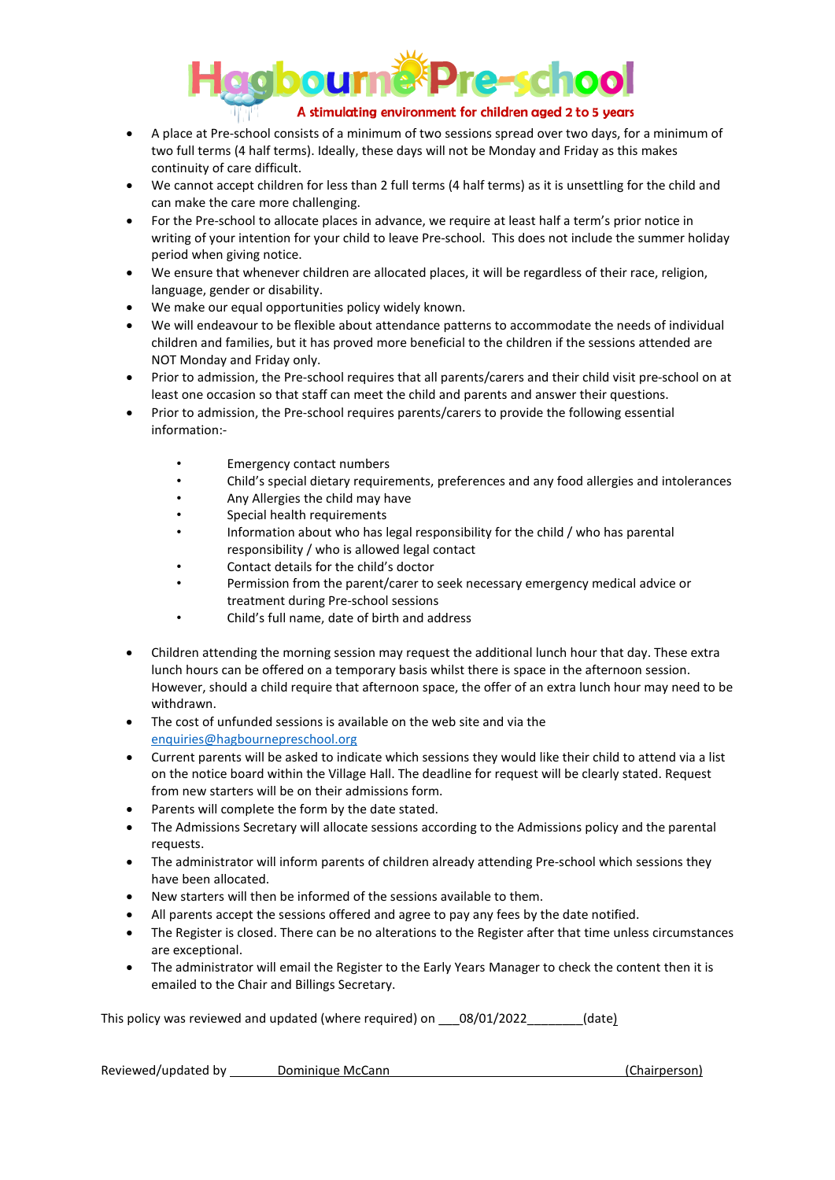- A place at Pre-school consists of a minimum of two sessions spread over two days, for a minimum of two full terms (4 half terms). Ideally, these days will not be Monday and Friday as this makes continuity of care difficult.
- We cannot accept children for less than 2 full terms (4 half terms) as it is unsettling for the child and can make the care more challenging.
- For the Pre-school to allocate places in advance, we require at least half a term's prior notice in writing of your intention for your child to leave Pre-school. This does not include the summer holiday period when giving notice.
- We ensure that whenever children are allocated places, it will be regardless of their race, religion, language, gender or disability.
- We make our equal opportunities policy widely known.
- We will endeavour to be flexible about attendance patterns to accommodate the needs of individual children and families, but it has proved more beneficial to the children if the sessions attended are NOT Monday and Friday only.
- Prior to admission, the Pre-school requires that all parents/carers and their child visit pre-school on at least one occasion so that staff can meet the child and parents and answer their questions.
- Prior to admission, the Pre-school requires parents/carers to provide the following essential information:-
    - Emergency contact numbers
    - Child's special dietary requirements, preferences and any food allergies and intolerances
    - Any Allergies the child may have
    - Special health requirements
    - Information about who has legal responsibility for the child / who has parental responsibility / who is allowed legal contact
    - Contact details for the child's doctor
    - Permission from the parent/carer to seek necessary emergency medical advice or treatment during Pre-school sessions
    - Child's full name, date of birth and address
- Children attending the morning session may request the additional lunch hour that day. These extra lunch hours can be offered on a temporary basis whilst there is space in the afternoon session. However, should a child require that afternoon space, the offer of an extra lunch hour may need to be withdrawn.
- The cost of unfunded sessions is available on the web site and via the enquiries@hagbournepreschool.org
- Current parents will be asked to indicate which sessions they would like their child to attend via a list on the notice board within the Village Hall. The deadline for request will be clearly stated. Request from new starters will be on their admissions form.
- Parents will complete the form by the date stated.
- The Admissions Secretary will allocate sessions according to the Admissions policy and the parental requests.
- The administrator will inform parents of children already attending Pre-school which sessions they have been allocated.
- New starters will then be informed of the sessions available to them.
- All parents accept the sessions offered and agree to pay any fees by the date notified.
- The Register is closed. There can be no alterations to the Register after that time unless circumstances are exceptional.
- The administrator will email the Register to the Early Years Manager to check the content then it is emailed to the Chair and Billings Secretary.

This policy was reviewed and updated (where required) on ___08/01/2022________(date)

Reviewed/updated by _______Dominique McCann_______________________________(Chairperson)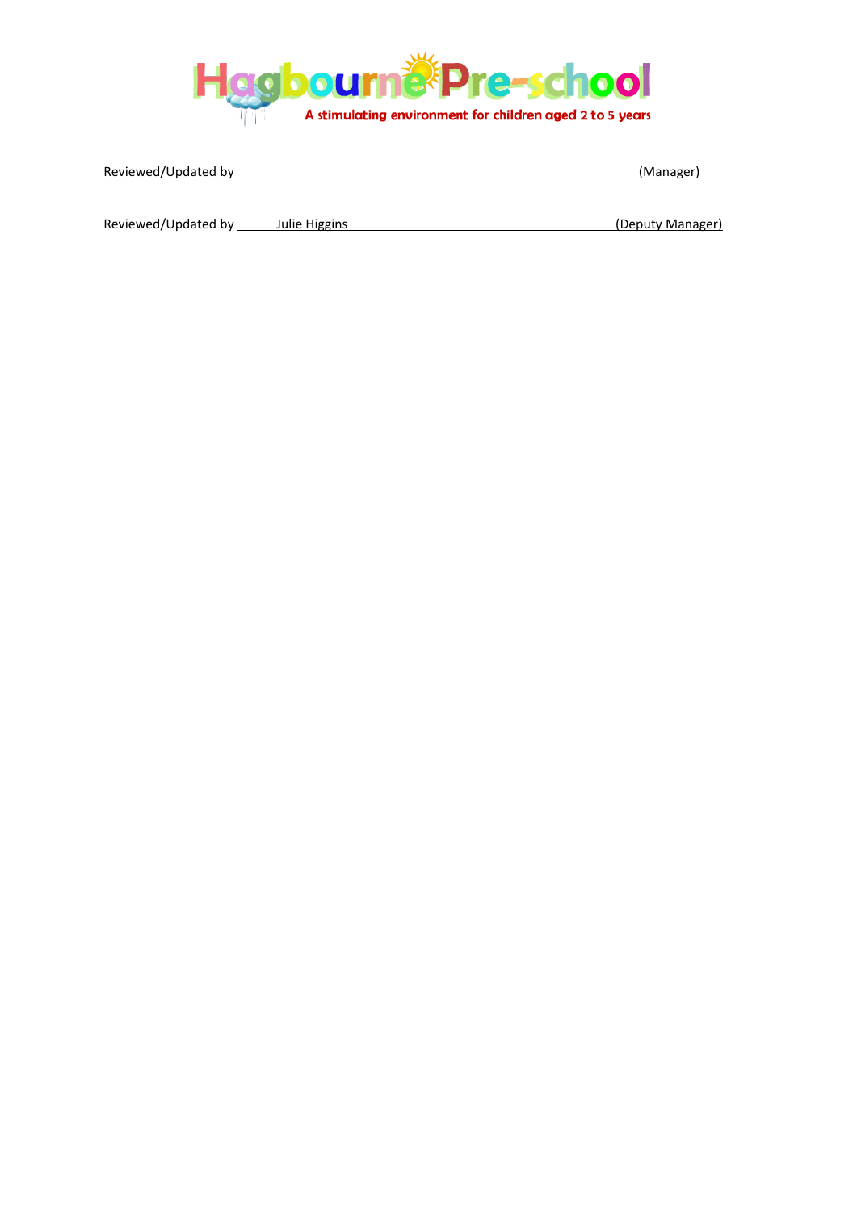Hagbourne Pre-school

A stimulating environment for children aged 2 to 5 years

Reviewed/Updated by \_\_\_\_\_\_\_\_\_\_\_\_\_\_\_\_\_\_\_\_\_\_\_\_\_\_\_\_\_\_\_\_\_\_\_\_\_\_\_\_ (Manager)

Reviewed/Updated by Julie Higgins (Deputy Manager)